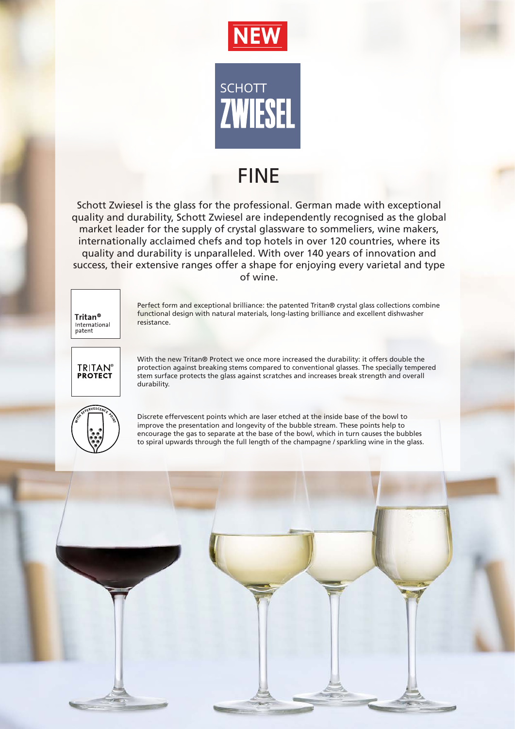NEW

SCHOTT ZWIESEL

# FINE

Schott Zwiesel is the glass for the professional. German made with exceptional quality and durability, Schott Zwiesel are independently recognised as the global market leader for the supply of crystal glassware to sommeliers, wine makers, internationally acclaimed chefs and top hotels in over 120 countries, where its quality and durability is unparalleled. With over 140 years of innovation and success, their extensive ranges offer a shape for enjoying every varietal and type of wine.

**Tritan®** International patent

Perfect form and exceptional brilliance: the patented Tritan® crystal glass collections combine functional design with natural materials, long-lasting brilliance and excellent dishwasher resistance.

**TRITAN® PROTECT**

With the new Tritan® Protect we once more increased the durability: it offers double the protection against breaking stems compared to conventional glasses. The specially tempered stem surface protects the glass against scratches and increases break strength and overall durability.

WITH EFFERVESCENCE POINT

Discrete effervescent points which are laser etched at the inside base of the bowl to improve the presentation and longevity of the bubble stream. These points help to encourage the gas to separate at the base of the bowl, which in turn causes the bubbles to spiral upwards through the full length of the champagne / sparkling wine in the glass.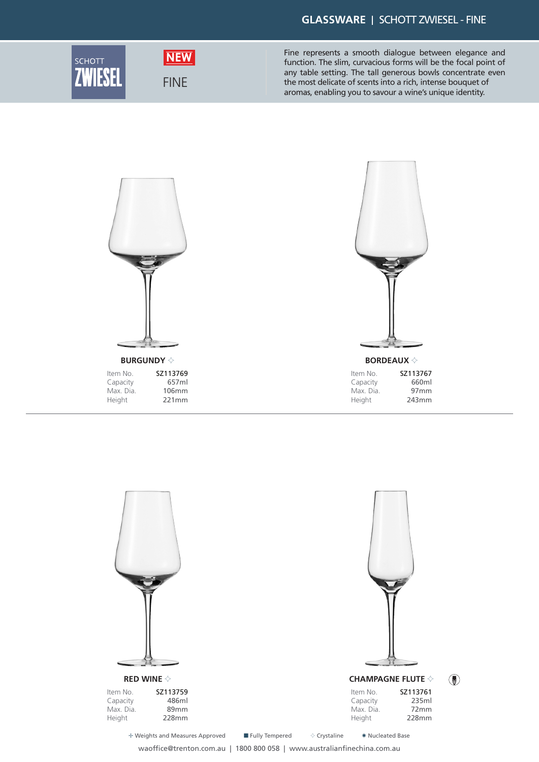# GLASSWARE | SCHOTT ZWIESEL - FINE

SCHOTT ZWIESEL

**NEW**

FINE

Fine represents a smooth dialogue between elegance and function. The slim, curvacious forms will be the focal point of any table setting. The tall generous bowls concentrate even the most delicate of scents into a rich, intense bouquet of aromas, enabling you to savour a wine's unique identity.

### BURGUNDY ✧

| | |
|---|---|
| Item No. | SZ113769 |
| Capacity | 657ml |
| Max. Dia. | 106mm |
| Height | 221mm |

### BORDEAUX ✧

| | |
|---|---|
| Item No. | SZ113767 |
| Capacity | 660ml |
| Max. Dia. | 97mm |
| Height | 243mm |

### RED WINE ✧

| | |
|---|---|
| Item No. | SZ113759 |
| Capacity | 486ml |
| Max. Dia. | 89mm |
| Height | 228mm |

### CHAMPAGNE FLUTE ✧

| | |
|---|---|
| Item No. | SZ113761 |
| Capacity | 235ml |
| Max. Dia. | 72mm |
| Height | 228mm |

+ Weights and Measures Approved ■ Fully Tempered ✧ Crystaline ✱ Nucleated Base

waoffice@trenton.com.au | 1800 800 058 | www.australianfinechina.com.au